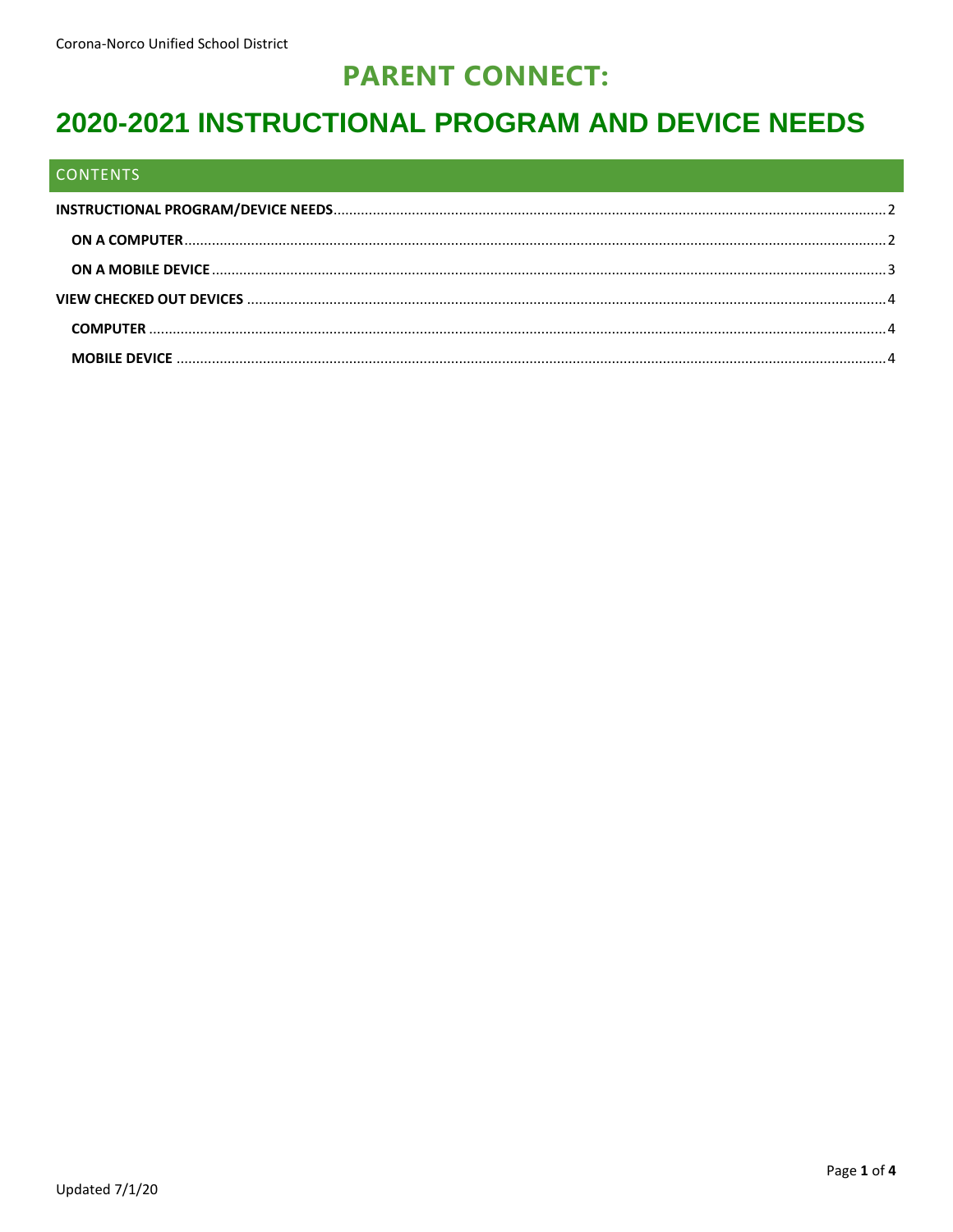# PARENT CONNECT:

# 2020-2021 INSTRUCTIONAL PROGRAM AND DEVICE NEEDS

## CONTENTS

**INSTRUCTIONAL PROGRAM/DEVICE NEEDS** .......... 2

- **ON A COMPUTER** .......... 2
- **ON A MOBILE DEVICE** .......... 3

**VIEW CHECKED OUT DEVICES** .......... 4

- **COMPUTER** .......... 4
- **MOBILE DEVICE** .......... 4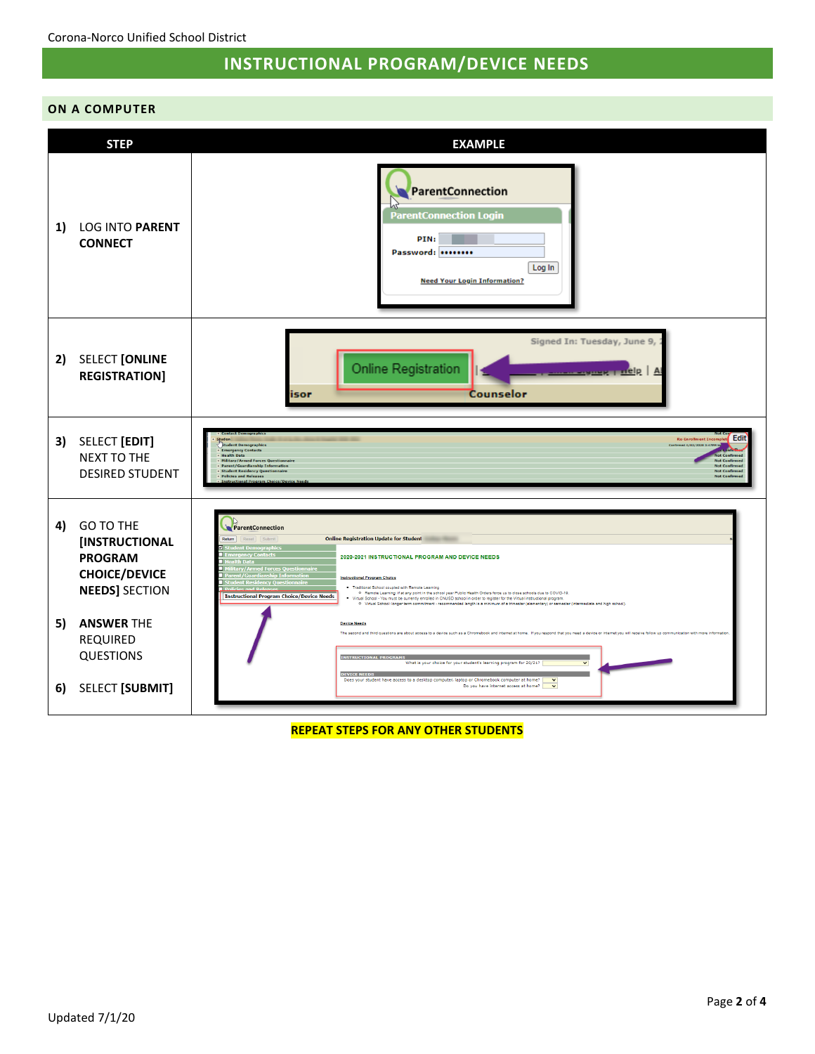# INSTRUCTIONAL PROGRAM/DEVICE NEEDS

## ON A COMPUTER

| STEP | EXAMPLE |
|---|---|
| 1) LOG INTO **PARENT CONNECT** | |
| 2) SELECT **[ONLINE REGISTRATION]** | |
| 3) SELECT **[EDIT]** NEXT TO THE DESIRED STUDENT | |
| 4) GO TO THE **[INSTRUCTIONAL PROGRAM CHOICE/DEVICE NEEDS]** SECTION<br><br>5) **ANSWER** THE REQUIRED QUESTIONS<br><br>6) SELECT **[SUBMIT]** | |

**REPEAT STEPS FOR ANY OTHER STUDENTS**

Updated 7/1/20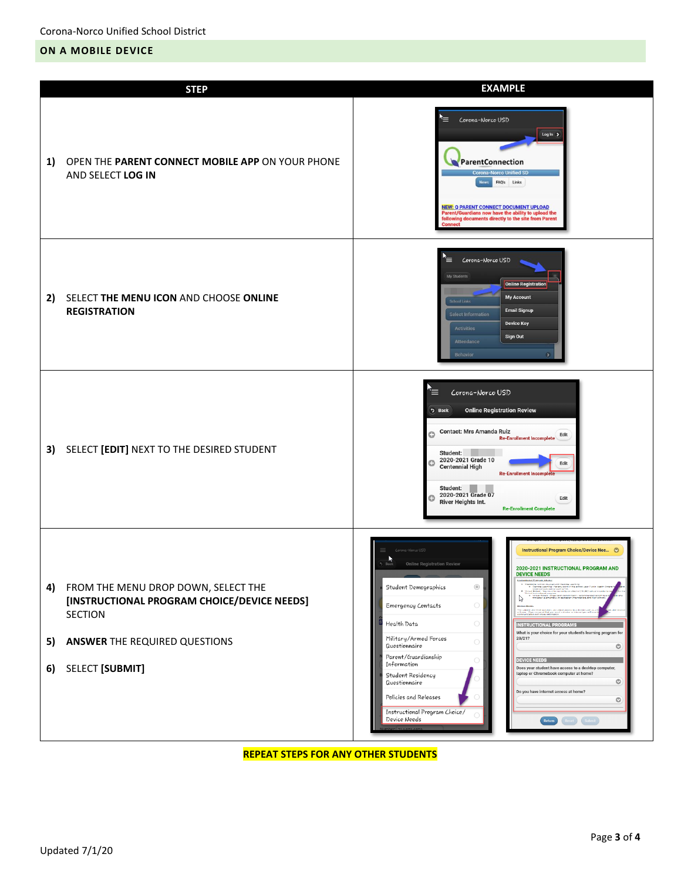## ON A MOBILE DEVICE

| STEP | EXAMPLE |
|---|---|
| 1) OPEN THE **PARENT CONNECT MOBILE APP** ON YOUR PHONE AND SELECT **LOG IN** | |
| 2) SELECT **THE MENU ICON** AND CHOOSE **ONLINE REGISTRATION** | |
| 3) SELECT **[EDIT]** NEXT TO THE DESIRED STUDENT | |
| 4) FROM THE MENU DROP DOWN, SELECT THE **[INSTRUCTIONAL PROGRAM CHOICE/DEVICE NEEDS]** SECTION<br><br>5) **ANSWER** THE REQUIRED QUESTIONS<br><br>6) SELECT **[SUBMIT]** | |

**REPEAT STEPS FOR ANY OTHER STUDENTS**

Updated 7/1/20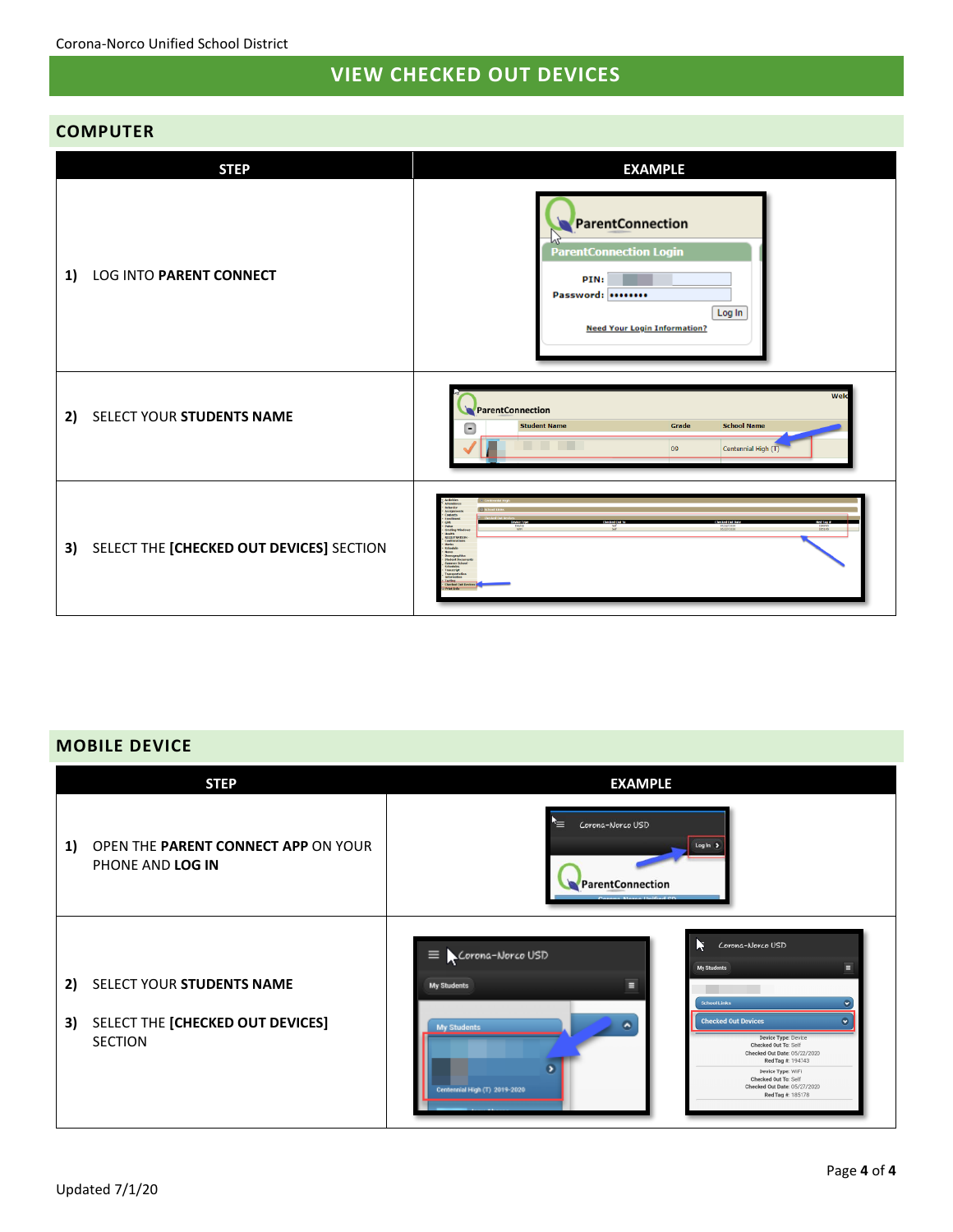# VIEW CHECKED OUT DEVICES

## COMPUTER

| STEP | EXAMPLE |
|---|---|
| 1) LOG INTO **PARENT CONNECT** | |
| 2) SELECT YOUR **STUDENTS NAME** | |
| 3) SELECT THE **[CHECKED OUT DEVICES]** SECTION | |

## MOBILE DEVICE

| STEP | EXAMPLE |
|---|---|
| 1) OPEN THE **PARENT CONNECT APP** ON YOUR PHONE AND **LOG IN** | |
| 2) SELECT YOUR **STUDENTS NAME**<br><br>3) SELECT THE **[CHECKED OUT DEVICES]** SECTION | |

Updated 7/1/20